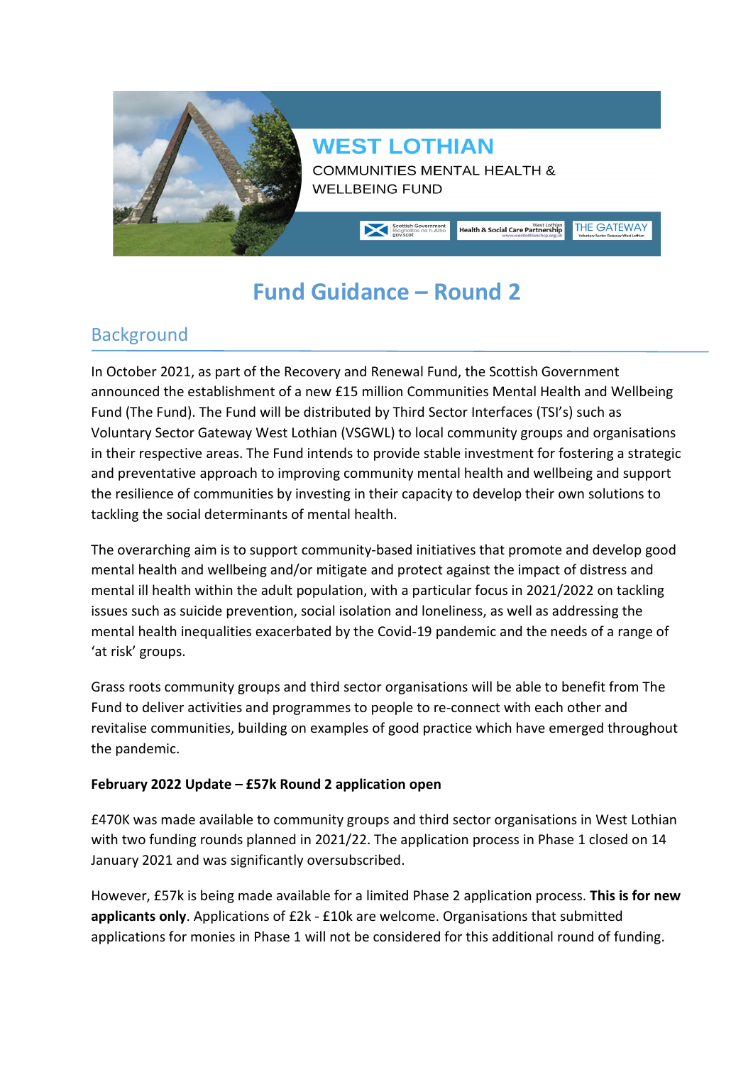# WEST LOTHIAN

COMMUNITIES MENTAL HEALTH & WELLBEING FUND

## Fund Guidance – Round 2

## Background

In October 2021, as part of the Recovery and Renewal Fund, the Scottish Government announced the establishment of a new £15 million Communities Mental Health and Wellbeing Fund (The Fund). The Fund will be distributed by Third Sector Interfaces (TSI's) such as Voluntary Sector Gateway West Lothian (VSGWL) to local community groups and organisations in their respective areas. The Fund intends to provide stable investment for fostering a strategic and preventative approach to improving community mental health and wellbeing and support the resilience of communities by investing in their capacity to develop their own solutions to tackling the social determinants of mental health.

The overarching aim is to support community-based initiatives that promote and develop good mental health and wellbeing and/or mitigate and protect against the impact of distress and mental ill health within the adult population, with a particular focus in 2021/2022 on tackling issues such as suicide prevention, social isolation and loneliness, as well as addressing the mental health inequalities exacerbated by the Covid-19 pandemic and the needs of a range of 'at risk' groups.

Grass roots community groups and third sector organisations will be able to benefit from The Fund to deliver activities and programmes to people to re-connect with each other and revitalise communities, building on examples of good practice which have emerged throughout the pandemic.

**February 2022 Update – £57k Round 2 application open**

£470K was made available to community groups and third sector organisations in West Lothian with two funding rounds planned in 2021/22. The application process in Phase 1 closed on 14 January 2021 and was significantly oversubscribed.

However, £57k is being made available for a limited Phase 2 application process. **This is for new applicants only**. Applications of £2k - £10k are welcome. Organisations that submitted applications for monies in Phase 1 will not be considered for this additional round of funding.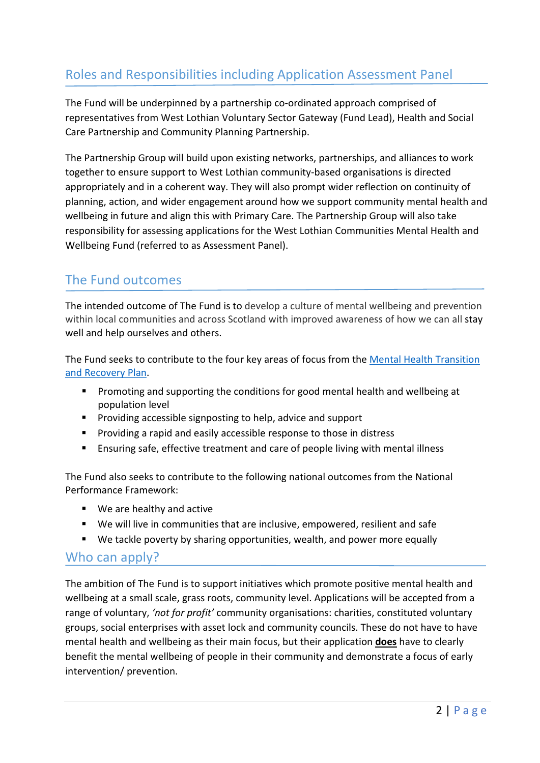## Roles and Responsibilities including Application Assessment Panel

The Fund will be underpinned by a partnership co-ordinated approach comprised of representatives from West Lothian Voluntary Sector Gateway (Fund Lead), Health and Social Care Partnership and Community Planning Partnership.

The Partnership Group will build upon existing networks, partnerships, and alliances to work together to ensure support to West Lothian community-based organisations is directed appropriately and in a coherent way. They will also prompt wider reflection on continuity of planning, action, and wider engagement around how we support community mental health and wellbeing in future and align this with Primary Care. The Partnership Group will also take responsibility for assessing applications for the West Lothian Communities Mental Health and Wellbeing Fund (referred to as Assessment Panel).

## The Fund outcomes

The intended outcome of The Fund is to develop a culture of mental wellbeing and prevention within local communities and across Scotland with improved awareness of how we can all stay well and help ourselves and others.

The Fund seeks to contribute to the four key areas of focus from the Mental Health Transition and Recovery Plan.

- Promoting and supporting the conditions for good mental health and wellbeing at population level
- Providing accessible signposting to help, advice and support
- Providing a rapid and easily accessible response to those in distress
- Ensuring safe, effective treatment and care of people living with mental illness

The Fund also seeks to contribute to the following national outcomes from the National Performance Framework:

- We are healthy and active
- We will live in communities that are inclusive, empowered, resilient and safe
- We tackle poverty by sharing opportunities, wealth, and power more equally

## Who can apply?

The ambition of The Fund is to support initiatives which promote positive mental health and wellbeing at a small scale, grass roots, community level. Applications will be accepted from a range of voluntary, *'not for profit'* community organisations: charities, constituted voluntary groups, social enterprises with asset lock and community councils. These do not have to have mental health and wellbeing as their main focus, but their application **does** have to clearly benefit the mental wellbeing of people in their community and demonstrate a focus of early intervention/ prevention.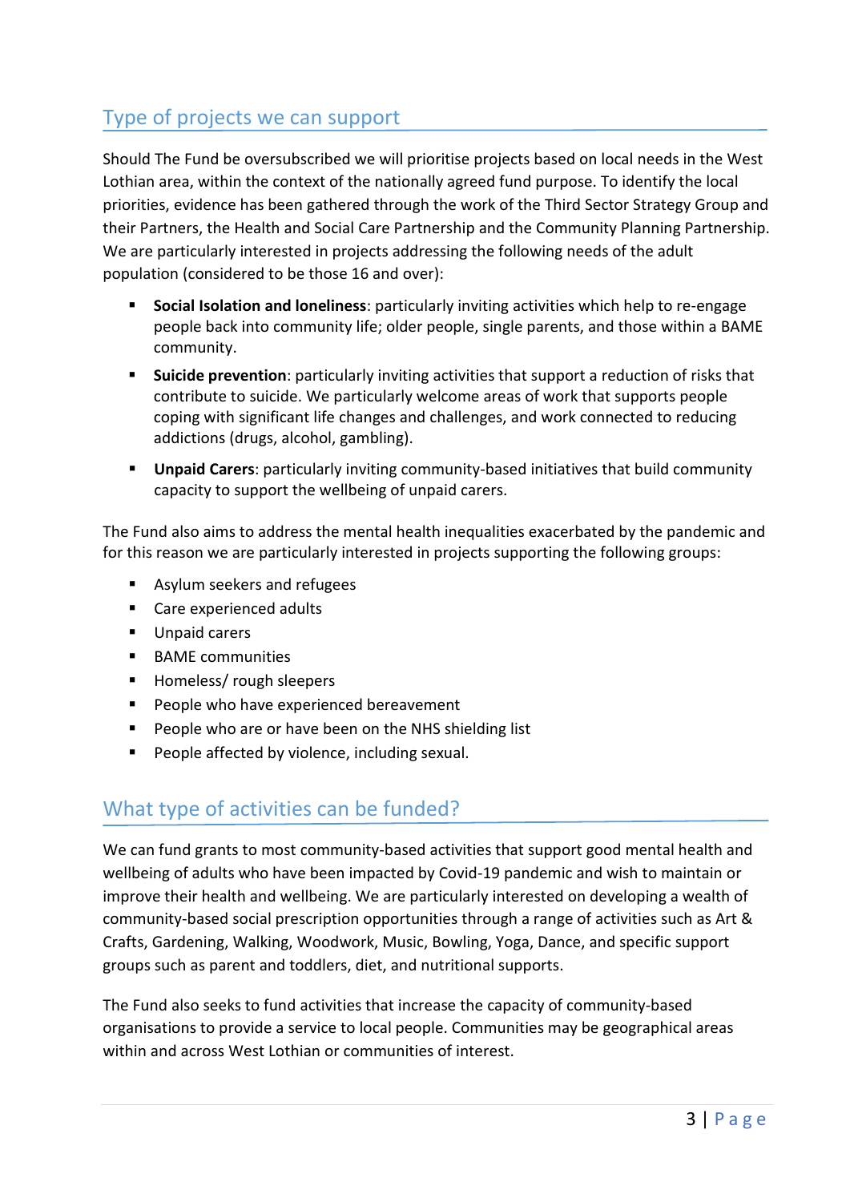## Type of projects we can support

Should The Fund be oversubscribed we will prioritise projects based on local needs in the West Lothian area, within the context of the nationally agreed fund purpose. To identify the local priorities, evidence has been gathered through the work of the Third Sector Strategy Group and their Partners, the Health and Social Care Partnership and the Community Planning Partnership. We are particularly interested in projects addressing the following needs of the adult population (considered to be those 16 and over):

- **Social Isolation and loneliness**: particularly inviting activities which help to re-engage people back into community life; older people, single parents, and those within a BAME community.
- **Suicide prevention**: particularly inviting activities that support a reduction of risks that contribute to suicide. We particularly welcome areas of work that supports people coping with significant life changes and challenges, and work connected to reducing addictions (drugs, alcohol, gambling).
- **Unpaid Carers**: particularly inviting community-based initiatives that build community capacity to support the wellbeing of unpaid carers.

The Fund also aims to address the mental health inequalities exacerbated by the pandemic and for this reason we are particularly interested in projects supporting the following groups:

- Asylum seekers and refugees
- Care experienced adults
- Unpaid carers
- BAME communities
- Homeless/ rough sleepers
- People who have experienced bereavement
- People who are or have been on the NHS shielding list
- People affected by violence, including sexual.

## What type of activities can be funded?

We can fund grants to most community-based activities that support good mental health and wellbeing of adults who have been impacted by Covid-19 pandemic and wish to maintain or improve their health and wellbeing. We are particularly interested on developing a wealth of community-based social prescription opportunities through a range of activities such as Art & Crafts, Gardening, Walking, Woodwork, Music, Bowling, Yoga, Dance, and specific support groups such as parent and toddlers, diet, and nutritional supports.

The Fund also seeks to fund activities that increase the capacity of community-based organisations to provide a service to local people. Communities may be geographical areas within and across West Lothian or communities of interest.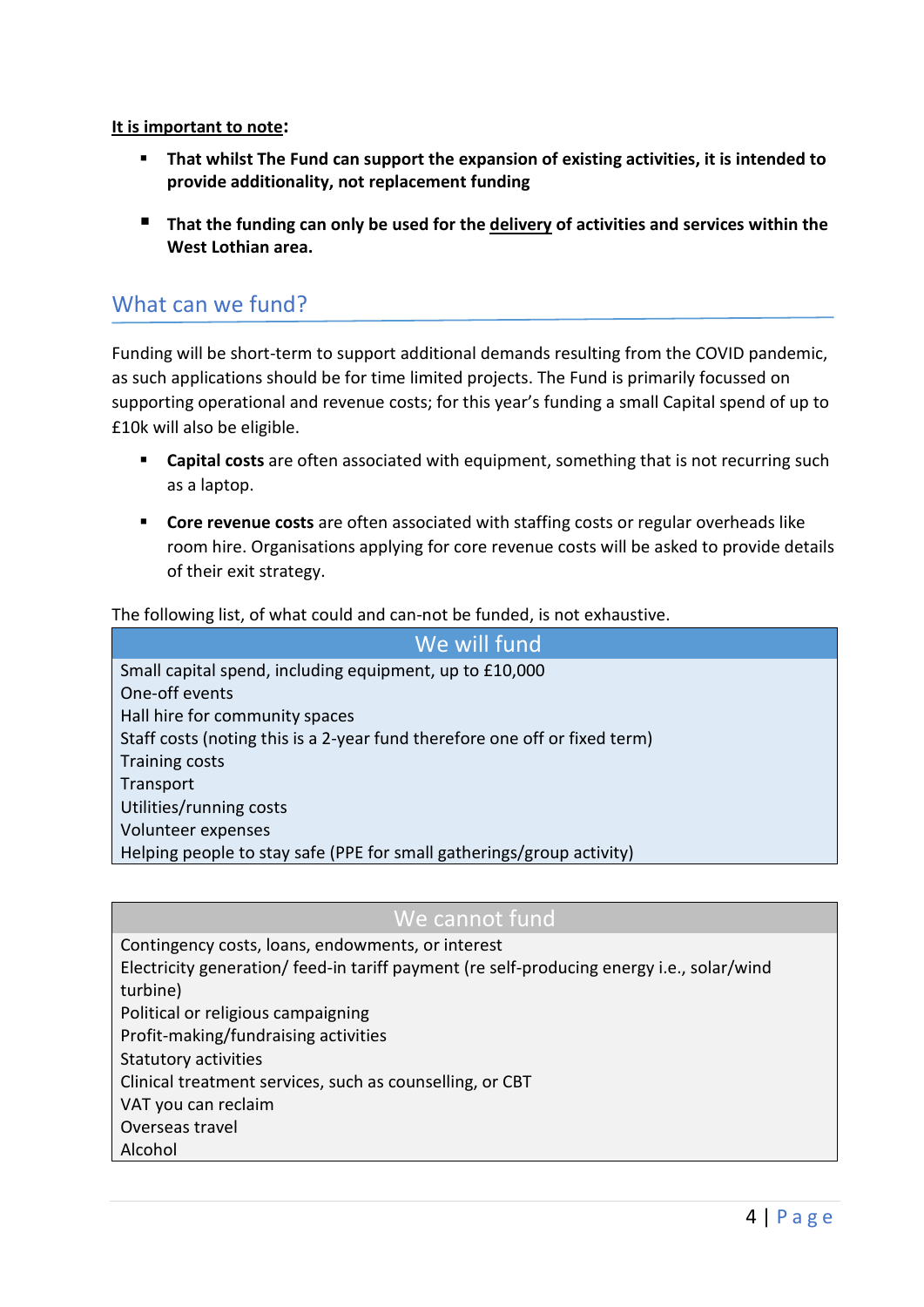**<u>It is important to note</u>:**

- **That whilst The Fund can support the expansion of existing activities, it is intended to provide additionality, not replacement funding**
- **That the funding can only be used for the <u>delivery</u> of activities and services within the West Lothian area.**

## What can we fund?

Funding will be short-term to support additional demands resulting from the COVID pandemic, as such applications should be for time limited projects. The Fund is primarily focussed on supporting operational and revenue costs; for this year's funding a small Capital spend of up to £10k will also be eligible.

- **Capital costs** are often associated with equipment, something that is not recurring such as a laptop.
- **Core revenue costs** are often associated with staffing costs or regular overheads like room hire. Organisations applying for core revenue costs will be asked to provide details of their exit strategy.

The following list, of what could and can-not be funded, is not exhaustive.

| We will fund |
|---|
| Small capital spend, including equipment, up to £10,000 |
| One-off events |
| Hall hire for community spaces |
| Staff costs (noting this is a 2-year fund therefore one off or fixed term) |
| Training costs |
| Transport |
| Utilities/running costs |
| Volunteer expenses |
| Helping people to stay safe (PPE for small gatherings/group activity) |

| We cannot fund |
|---|
| Contingency costs, loans, endowments, or interest |
| Electricity generation/ feed-in tariff payment (re self-producing energy i.e., solar/wind turbine) |
| Political or religious campaigning |
| Profit-making/fundraising activities |
| Statutory activities |
| Clinical treatment services, such as counselling, or CBT |
| VAT you can reclaim |
| Overseas travel |
| Alcohol |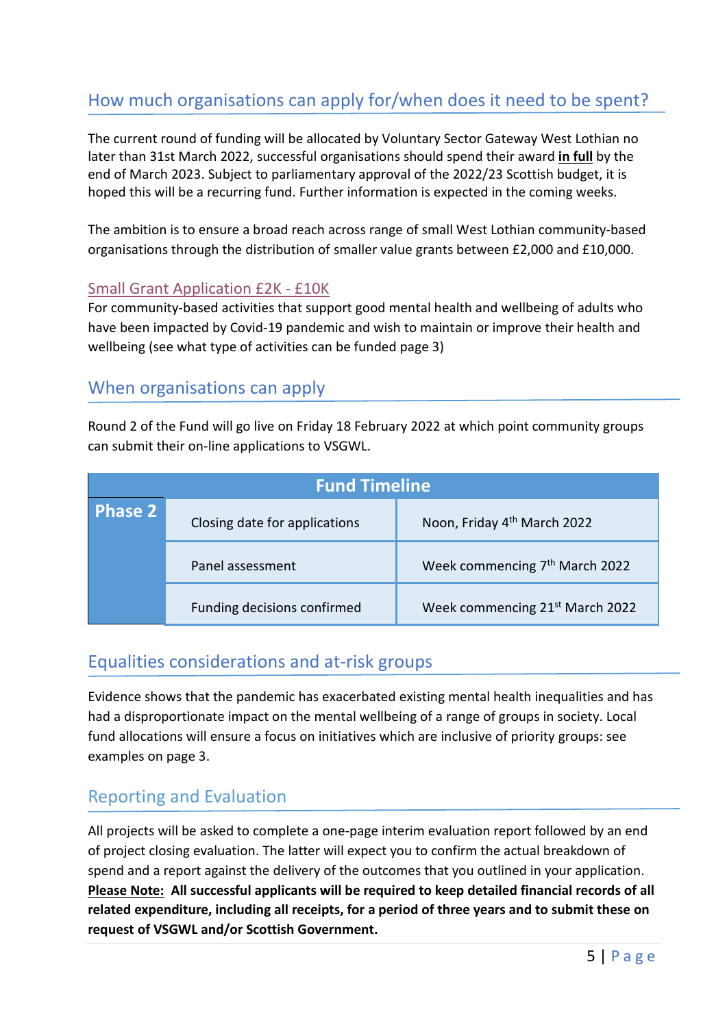## How much organisations can apply for/when does it need to be spent?

The current round of funding will be allocated by Voluntary Sector Gateway West Lothian no later than 31st March 2022, successful organisations should spend their award **in full** by the end of March 2023. Subject to parliamentary approval of the 2022/23 Scottish budget, it is hoped this will be a recurring fund. Further information is expected in the coming weeks.

The ambition is to ensure a broad reach across range of small West Lothian community-based organisations through the distribution of smaller value grants between £2,000 and £10,000.

### Small Grant Application £2K - £10K

For community-based activities that support good mental health and wellbeing of adults who have been impacted by Covid-19 pandemic and wish to maintain or improve their health and wellbeing (see what type of activities can be funded page 3)

## When organisations can apply

Round 2 of the Fund will go live on Friday 18 February 2022 at which point community groups can submit their on-line applications to VSGWL.

| Fund Timeline | | |
|---|---|---|
| **Phase 2** | Closing date for applications | Noon, Friday 4th March 2022 |
| | Panel assessment | Week commencing 7th March 2022 |
| | Funding decisions confirmed | Week commencing 21st March 2022 |

## Equalities considerations and at-risk groups

Evidence shows that the pandemic has exacerbated existing mental health inequalities and has had a disproportionate impact on the mental wellbeing of a range of groups in society. Local fund allocations will ensure a focus on initiatives which are inclusive of priority groups: see examples on page 3.

## Reporting and Evaluation

All projects will be asked to complete a one-page interim evaluation report followed by an end of project closing evaluation. The latter will expect you to confirm the actual breakdown of spend and a report against the delivery of the outcomes that you outlined in your application. **Please Note: All successful applicants will be required to keep detailed financial records of all related expenditure, including all receipts, for a period of three years and to submit these on request of VSGWL and/or Scottish Government.**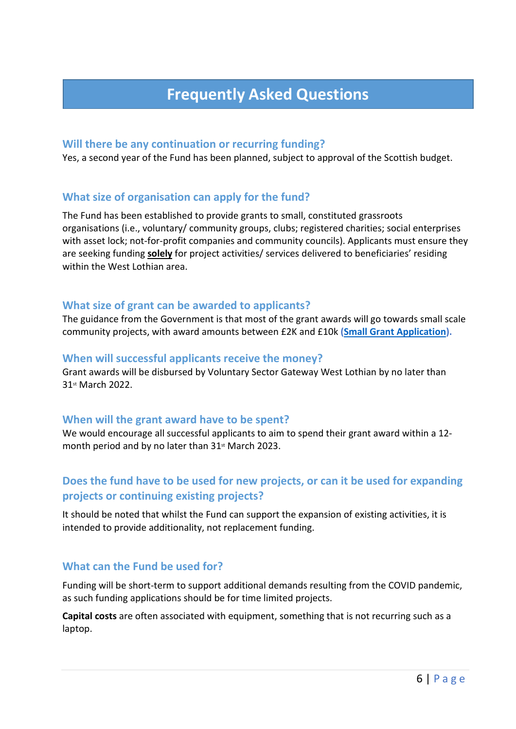# Frequently Asked Questions

### Will there be any continuation or recurring funding?

Yes, a second year of the Fund has been planned, subject to approval of the Scottish budget.

### What size of organisation can apply for the fund?

The Fund has been established to provide grants to small, constituted grassroots organisations (i.e., voluntary/ community groups, clubs; registered charities; social enterprises with asset lock; not-for-profit companies and community councils). Applicants must ensure they are seeking funding **solely** for project activities/ services delivered to beneficiaries' residing within the West Lothian area.

### What size of grant can be awarded to applicants?

The guidance from the Government is that most of the grant awards will go towards small scale community projects, with award amounts between £2K and £10k **(Small Grant Application).**

### When will successful applicants receive the money?

Grant awards will be disbursed by Voluntary Sector Gateway West Lothian by no later than 31st March 2022.

### When will the grant award have to be spent?

We would encourage all successful applicants to aim to spend their grant award within a 12-month period and by no later than 31st March 2023.

### Does the fund have to be used for new projects, or can it be used for expanding projects or continuing existing projects?

It should be noted that whilst the Fund can support the expansion of existing activities, it is intended to provide additionality, not replacement funding.

### What can the Fund be used for?

Funding will be short-term to support additional demands resulting from the COVID pandemic, as such funding applications should be for time limited projects.

**Capital costs** are often associated with equipment, something that is not recurring such as a laptop.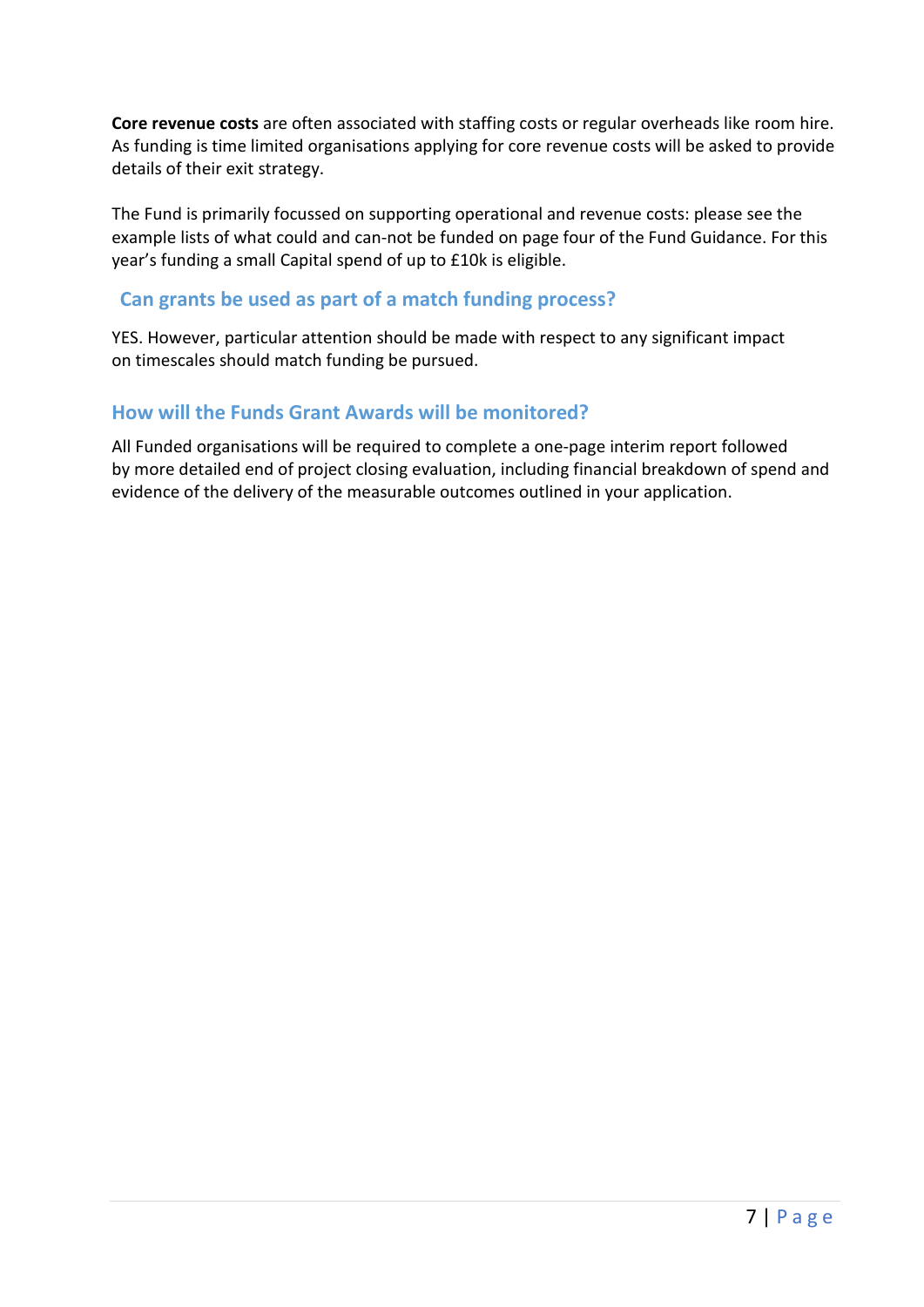**Core revenue costs** are often associated with staffing costs or regular overheads like room hire. As funding is time limited organisations applying for core revenue costs will be asked to provide details of their exit strategy.

The Fund is primarily focussed on supporting operational and revenue costs: please see the example lists of what could and can-not be funded on page four of the Fund Guidance. For this year's funding a small Capital spend of up to £10k is eligible.

## Can grants be used as part of a match funding process?

YES. However, particular attention should be made with respect to any significant impact on timescales should match funding be pursued.

## How will the Funds Grant Awards will be monitored?

All Funded organisations will be required to complete a one-page interim report followed by more detailed end of project closing evaluation, including financial breakdown of spend and evidence of the delivery of the measurable outcomes outlined in your application.